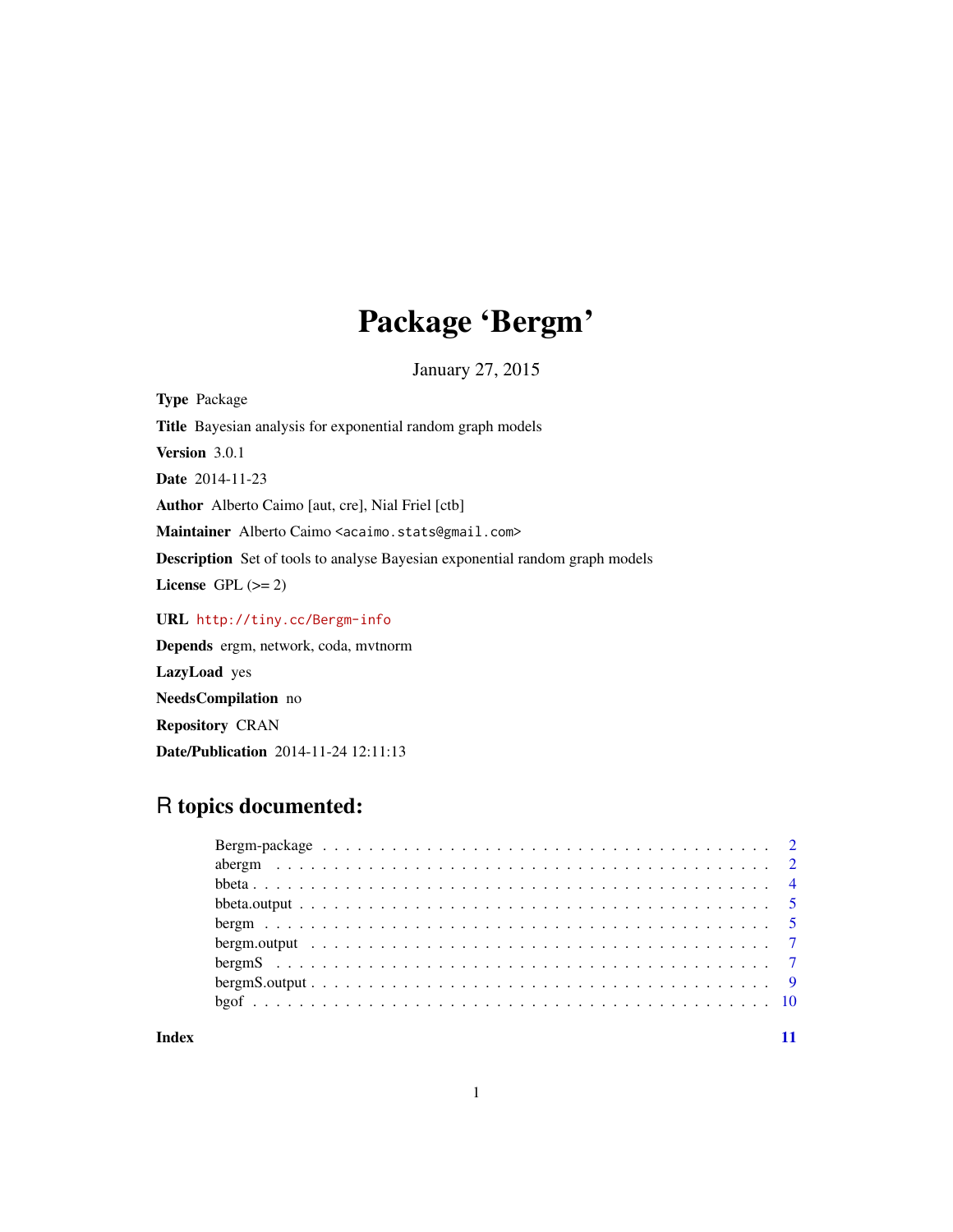# Package 'Bergm'

January 27, 2015

**Type** Package

**Title** Bayesian analysis for exponential random graph models

**Version** 3.0.1

**Date** 2014-11-23

**Author** Alberto Caimo [aut, cre], Nial Friel [ctb]

**Maintainer** Alberto Caimo <acaimo.stats@gmail.com>

**Description** Set of tools to analyse Bayesian exponential random graph models

**License** GPL (>= 2)

**URL** http://tiny.cc/Bergm-info

**Depends** ergm, network, coda, mvtnorm

**LazyLoad** yes

**NeedsCompilation** no

**Repository** CRAN

**Date/Publication** 2014-11-24 12:11:13

## R topics documented:

- Bergm-package . . . . . . . . . . . . . . . . . . . . . . . . . . . . . . . . . . . . . . 2
- abergm . . . . . . . . . . . . . . . . . . . . . . . . . . . . . . . . . . . . . . . . . . 2
- bbeta . . . . . . . . . . . . . . . . . . . . . . . . . . . . . . . . . . . . . . . . . . . 4
- bbeta.output . . . . . . . . . . . . . . . . . . . . . . . . . . . . . . . . . . . . . . . 5
- bergm . . . . . . . . . . . . . . . . . . . . . . . . . . . . . . . . . . . . . . . . . . . 5
- bergm.output . . . . . . . . . . . . . . . . . . . . . . . . . . . . . . . . . . . . . . . 7
- bergmS . . . . . . . . . . . . . . . . . . . . . . . . . . . . . . . . . . . . . . . . . . 7
- bergmS.output . . . . . . . . . . . . . . . . . . . . . . . . . . . . . . . . . . . . . . 9
- bgof . . . . . . . . . . . . . . . . . . . . . . . . . . . . . . . . . . . . . . . . . . . . 10

**Index** 11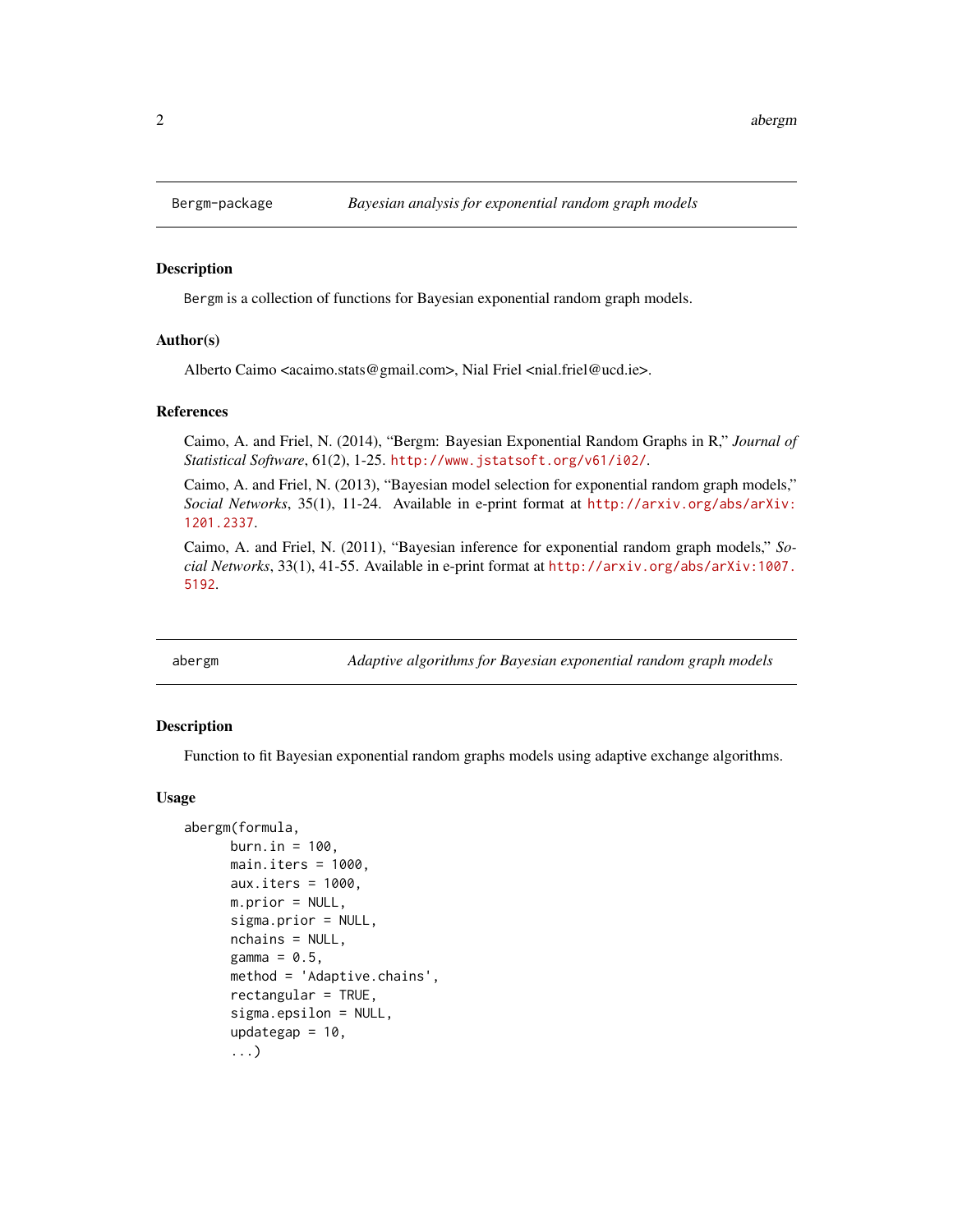## Bergm-package — *Bayesian analysis for exponential random graph models*

### Description

Bergm is a collection of functions for Bayesian exponential random graph models.

### Author(s)

Alberto Caimo <acaimo.stats@gmail.com>, Nial Friel <nial.friel@ucd.ie>.

### References

Caimo, A. and Friel, N. (2014), "Bergm: Bayesian Exponential Random Graphs in R," *Journal of Statistical Software*, 61(2), 1-25. http://www.jstatsoft.org/v61/i02/.

Caimo, A. and Friel, N. (2013), "Bayesian model selection for exponential random graph models," *Social Networks*, 35(1), 11-24. Available in e-print format at http://arxiv.org/abs/arXiv:1201.2337.

Caimo, A. and Friel, N. (2011), "Bayesian inference for exponential random graph models," *Social Networks*, 33(1), 41-55. Available in e-print format at http://arxiv.org/abs/arXiv:1007.5192.

## abergm — *Adaptive algorithms for Bayesian exponential random graph models*

### Description

Function to fit Bayesian exponential random graphs models using adaptive exchange algorithms.

### Usage

```
abergm(formula,
      burn.in = 100,
      main.iters = 1000,
      aux.iters = 1000,
      m.prior = NULL,
      sigma.prior = NULL,
      nchains = NULL,
      gamma = 0.5,
      method = 'Adaptive.chains',
      rectangular = TRUE,
      sigma.epsilon = NULL,
      updategap = 10,
      ...)
```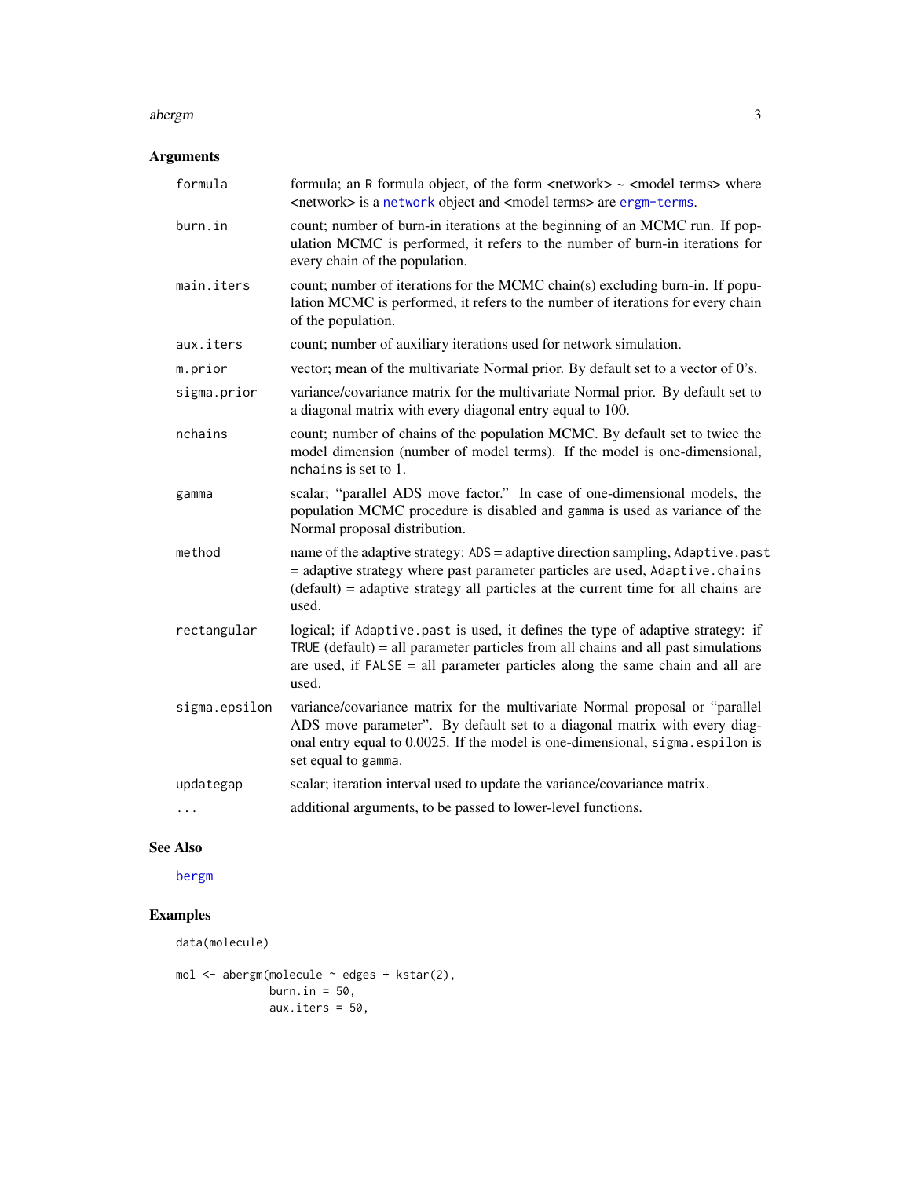## Arguments

| | |
|---|---|
| formula | formula; an R formula object, of the form <network> ~ <model terms> where <network> is a network object and <model terms> are ergm-terms. |
| burn.in | count; number of burn-in iterations at the beginning of an MCMC run. If population MCMC is performed, it refers to the number of burn-in iterations for every chain of the population. |
| main.iters | count; number of iterations for the MCMC chain(s) excluding burn-in. If population MCMC is performed, it refers to the number of iterations for every chain of the population. |
| aux.iters | count; number of auxiliary iterations used for network simulation. |
| m.prior | vector; mean of the multivariate Normal prior. By default set to a vector of 0's. |
| sigma.prior | variance/covariance matrix for the multivariate Normal prior. By default set to a diagonal matrix with every diagonal entry equal to 100. |
| nchains | count; number of chains of the population MCMC. By default set to twice the model dimension (number of model terms). If the model is one-dimensional, nchains is set to 1. |
| gamma | scalar; "parallel ADS move factor." In case of one-dimensional models, the population MCMC procedure is disabled and gamma is used as variance of the Normal proposal distribution. |
| method | name of the adaptive strategy: ADS = adaptive direction sampling, Adaptive.past = adaptive strategy where past parameter particles are used, Adaptive.chains (default) = adaptive strategy all particles at the current time for all chains are used. |
| rectangular | logical; if Adaptive.past is used, it defines the type of adaptive strategy: if TRUE (default) = all parameter particles from all chains and all past simulations are used, if FALSE = all parameter particles along the same chain and all are used. |
| sigma.epsilon | variance/covariance matrix for the multivariate Normal proposal or "parallel ADS move parameter". By default set to a diagonal matrix with every diagonal entry equal to 0.0025. If the model is one-dimensional, sigma.espilon is set equal to gamma. |
| updategap | scalar; iteration interval used to update the variance/covariance matrix. |
| ... | additional arguments, to be passed to lower-level functions. |

## See Also

bergm

## Examples

```
data(molecule)

mol <- abergm(molecule ~ edges + kstar(2),
              burn.in = 50,
              aux.iters = 50,
```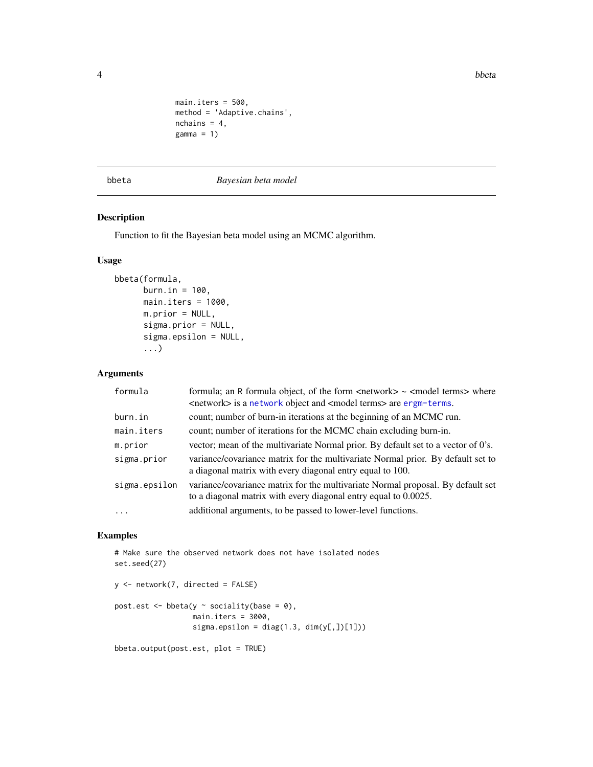```
              main.iters = 500,
              method = 'Adaptive.chains',
              nchains = 4,
              gamma = 1)
```

## bbeta *Bayesian beta model*

### Description

Function to fit the Bayesian beta model using an MCMC algorithm.

### Usage

```
bbeta(formula,
      burn.in = 100,
      main.iters = 1000,
      m.prior = NULL,
      sigma.prior = NULL,
      sigma.epsilon = NULL,
      ...)
```

### Arguments

| | |
|---|---|
| formula | formula; an R formula object, of the form <network> ~ <model terms> where <network> is a network object and <model terms> are ergm-terms. |
| burn.in | count; number of burn-in iterations at the beginning of an MCMC run. |
| main.iters | count; number of iterations for the MCMC chain excluding burn-in. |
| m.prior | vector; mean of the multivariate Normal prior. By default set to a vector of 0's. |
| sigma.prior | variance/covariance matrix for the multivariate Normal prior. By default set to a diagonal matrix with every diagonal entry equal to 100. |
| sigma.epsilon | variance/covariance matrix for the multivariate Normal proposal. By default set to a diagonal matrix with every diagonal entry equal to 0.0025. |
| ... | additional arguments, to be passed to lower-level functions. |

### Examples

```
# Make sure the observed network does not have isolated nodes
set.seed(27)

y <- network(7, directed = FALSE)

post.est <- bbeta(y ~ sociality(base = 0),
                  main.iters = 3000,
                  sigma.epsilon = diag(1.3, dim(y[,])[1]))

bbeta.output(post.est, plot = TRUE)
```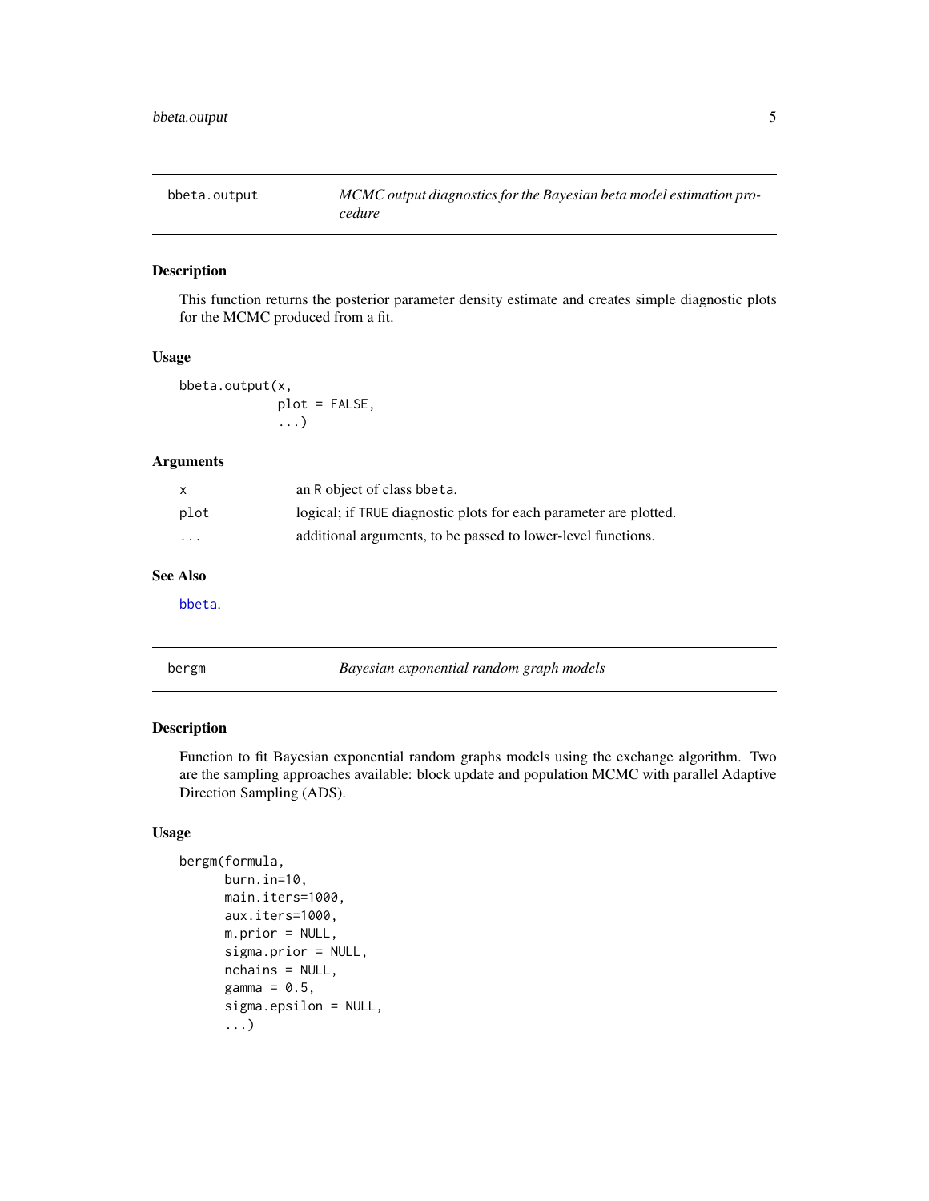## bbeta.output — *MCMC output diagnostics for the Bayesian beta model estimation procedure*

### Description

This function returns the posterior parameter density estimate and creates simple diagnostic plots for the MCMC produced from a fit.

### Usage

```
bbeta.output(x,
             plot = FALSE,
             ...)
```

### Arguments

| | |
|---|---|
| x | an R object of class bbeta. |
| plot | logical; if TRUE diagnostic plots for each parameter are plotted. |
| ... | additional arguments, to be passed to lower-level functions. |

### See Also

bbeta.

## bergm — *Bayesian exponential random graph models*

### Description

Function to fit Bayesian exponential random graphs models using the exchange algorithm. Two are the sampling approaches available: block update and population MCMC with parallel Adaptive Direction Sampling (ADS).

### Usage

```
bergm(formula,
      burn.in=10,
      main.iters=1000,
      aux.iters=1000,
      m.prior = NULL,
      sigma.prior = NULL,
      nchains = NULL,
      gamma = 0.5,
      sigma.epsilon = NULL,
      ...)
```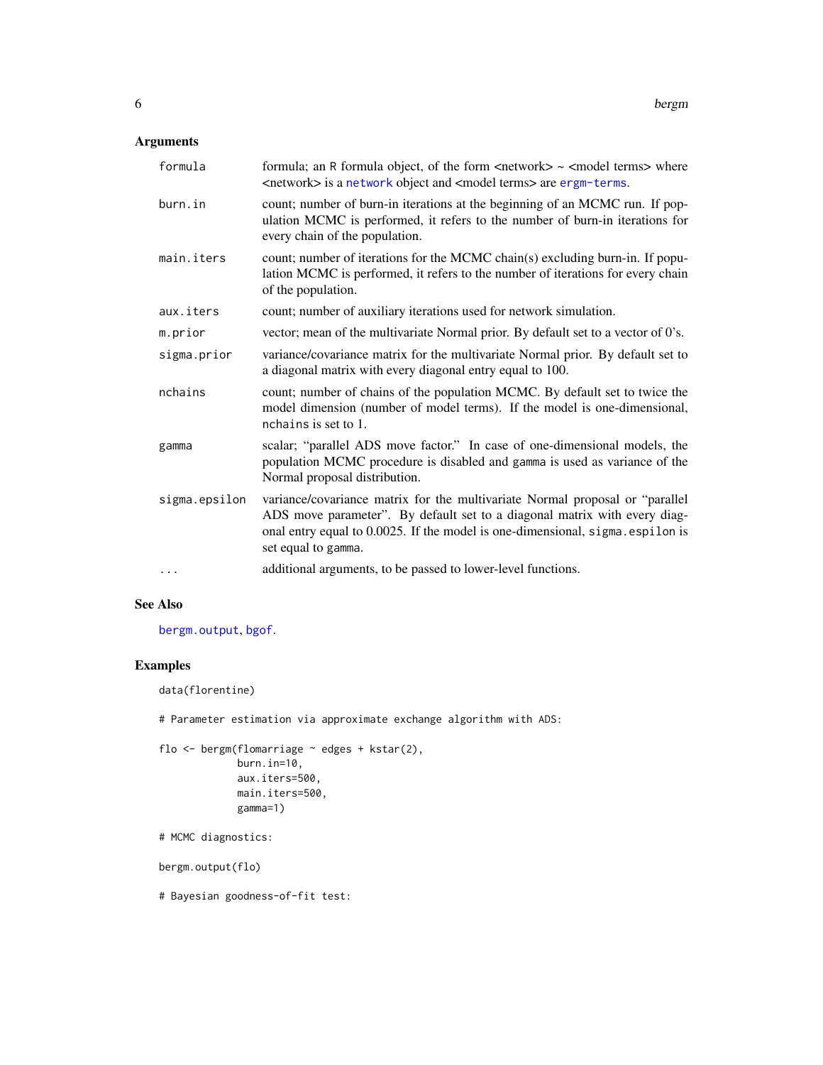## Arguments

| | |
|---|---|
| formula | formula; an R formula object, of the form <network> ~ <model terms> where <network> is a network object and <model terms> are ergm-terms. |
| burn.in | count; number of burn-in iterations at the beginning of an MCMC run. If population MCMC is performed, it refers to the number of burn-in iterations for every chain of the population. |
| main.iters | count; number of iterations for the MCMC chain(s) excluding burn-in. If population MCMC is performed, it refers to the number of iterations for every chain of the population. |
| aux.iters | count; number of auxiliary iterations used for network simulation. |
| m.prior | vector; mean of the multivariate Normal prior. By default set to a vector of 0's. |
| sigma.prior | variance/covariance matrix for the multivariate Normal prior. By default set to a diagonal matrix with every diagonal entry equal to 100. |
| nchains | count; number of chains of the population MCMC. By default set to twice the model dimension (number of model terms). If the model is one-dimensional, nchains is set to 1. |
| gamma | scalar; "parallel ADS move factor." In case of one-dimensional models, the population MCMC procedure is disabled and gamma is used as variance of the Normal proposal distribution. |
| sigma.epsilon | variance/covariance matrix for the multivariate Normal proposal or "parallel ADS move parameter". By default set to a diagonal matrix with every diagonal entry equal to 0.0025. If the model is one-dimensional, sigma.espilon is set equal to gamma. |
| ... | additional arguments, to be passed to lower-level functions. |

## See Also

bergm.output, bgof.

## Examples

```
data(florentine)

# Parameter estimation via approximate exchange algorithm with ADS:

flo <- bergm(flomarriage ~ edges + kstar(2),
             burn.in=10,
             aux.iters=500,
             main.iters=500,
             gamma=1)

# MCMC diagnostics:

bergm.output(flo)

# Bayesian goodness-of-fit test:
```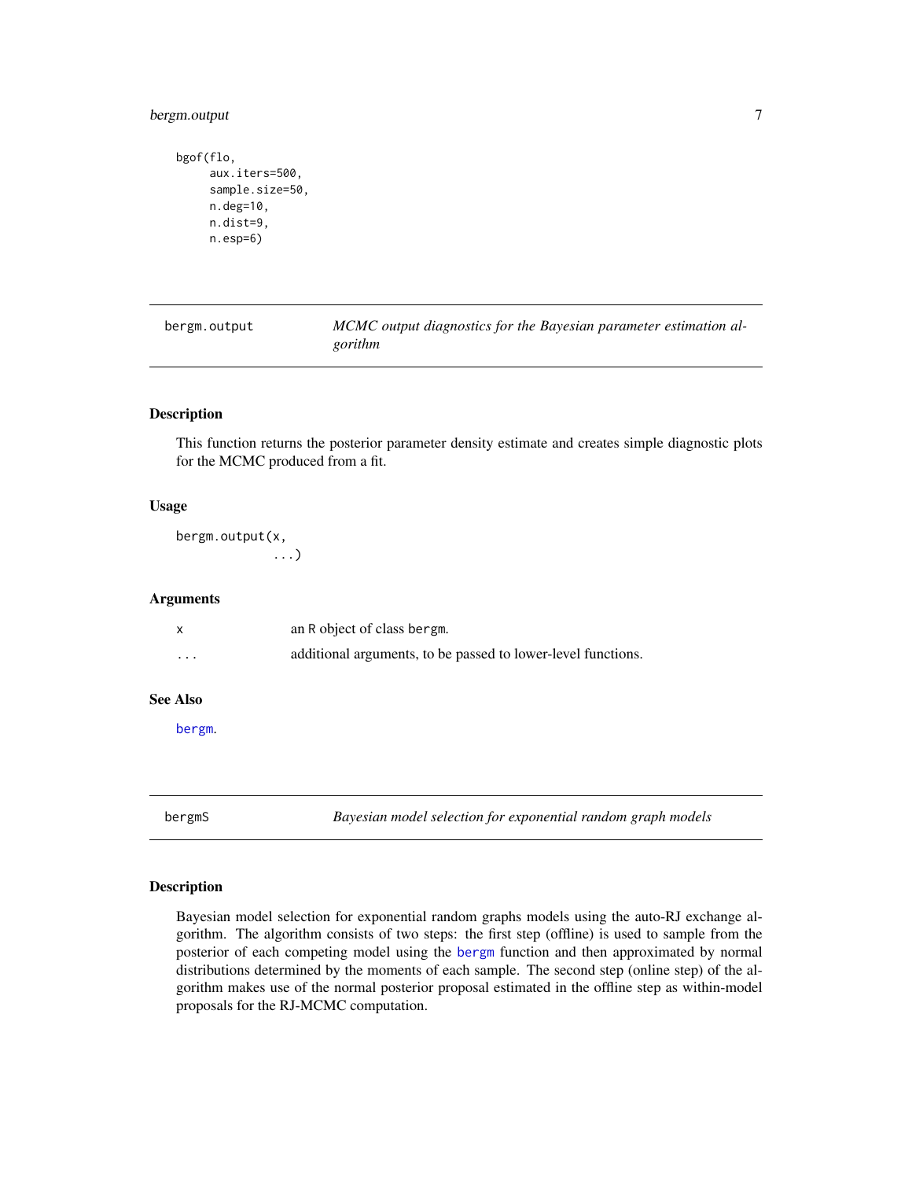```
bgof(flo,
     aux.iters=500,
     sample.size=50,
     n.deg=10,
     n.dist=9,
     n.esp=6)
```

## bergm.output — *MCMC output diagnostics for the Bayesian parameter estimation algorithm*

### Description

This function returns the posterior parameter density estimate and creates simple diagnostic plots for the MCMC produced from a fit.

### Usage

```
bergm.output(x,
             ...)
```

### Arguments

| | |
|---|---|
| x | an R object of class bergm. |
| ... | additional arguments, to be passed to lower-level functions. |

### See Also

bergm.

## bergmS — *Bayesian model selection for exponential random graph models*

### Description

Bayesian model selection for exponential random graphs models using the auto-RJ exchange algorithm. The algorithm consists of two steps: the first step (offline) is used to sample from the posterior of each competing model using the bergm function and then approximated by normal distributions determined by the moments of each sample. The second step (online step) of the algorithm makes use of the normal posterior proposal estimated in the offline step as within-model proposals for the RJ-MCMC computation.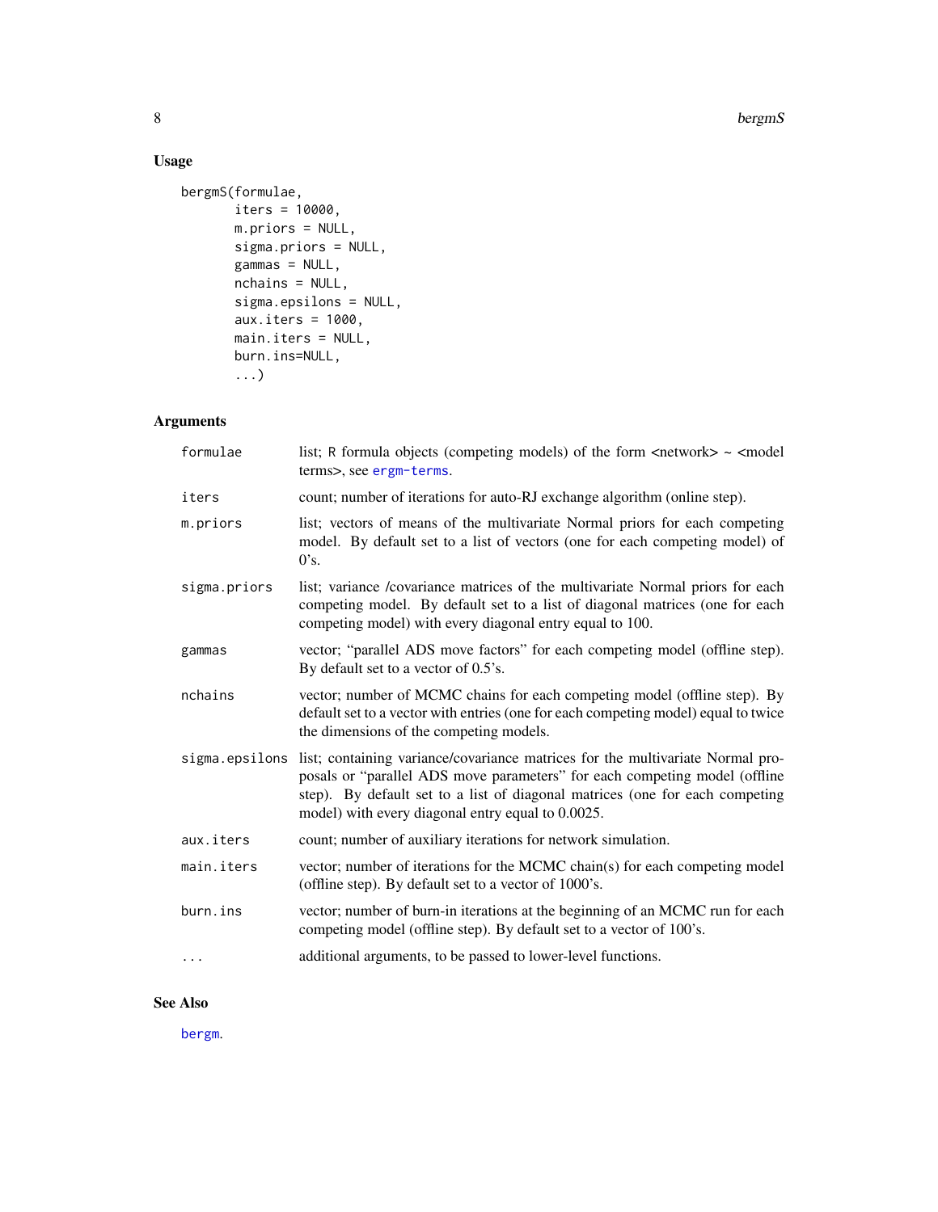## Usage

```
bergmS(formulae,
       iters = 10000,
       m.priors = NULL,
       sigma.priors = NULL,
       gammas = NULL,
       nchains = NULL,
       sigma.epsilons = NULL,
       aux.iters = 1000,
       main.iters = NULL,
       burn.ins=NULL,
       ...)
```

## Arguments

| | |
|---|---|
| `formulae` | list; R formula objects (competing models) of the form <network> ~ <model terms>, see `ergm-terms`. |
| `iters` | count; number of iterations for auto-RJ exchange algorithm (online step). |
| `m.priors` | list; vectors of means of the multivariate Normal priors for each competing model. By default set to a list of vectors (one for each competing model) of 0's. |
| `sigma.priors` | list; variance /covariance matrices of the multivariate Normal priors for each competing model. By default set to a list of diagonal matrices (one for each competing model) with every diagonal entry equal to 100. |
| `gammas` | vector; "parallel ADS move factors" for each competing model (offline step). By default set to a vector of 0.5's. |
| `nchains` | vector; number of MCMC chains for each competing model (offline step). By default set to a vector with entries (one for each competing model) equal to twice the dimensions of the competing models. |
| `sigma.epsilons` | list; containing variance/covariance matrices for the multivariate Normal proposals or "parallel ADS move parameters" for each competing model (offline step). By default set to a list of diagonal matrices (one for each competing model) with every diagonal entry equal to 0.0025. |
| `aux.iters` | count; number of auxiliary iterations for network simulation. |
| `main.iters` | vector; number of iterations for the MCMC chain(s) for each competing model (offline step). By default set to a vector of 1000's. |
| `burn.ins` | vector; number of burn-in iterations at the beginning of an MCMC run for each competing model (offline step). By default set to a vector of 100's. |
| `...` | additional arguments, to be passed to lower-level functions. |

## See Also

`bergm`.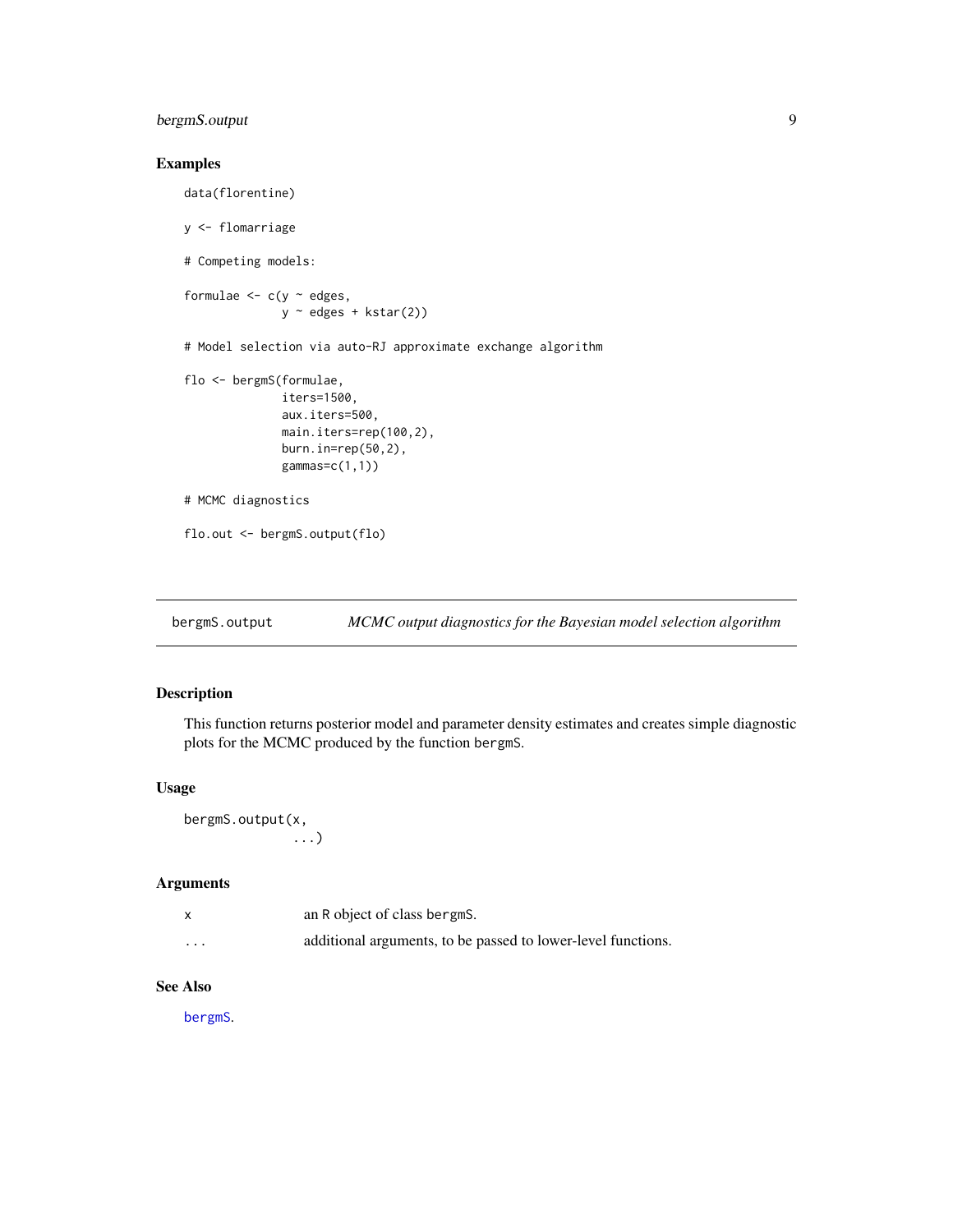## Examples

```
data(florentine)

y <- flomarriage

# Competing models:

formulae <- c(y ~ edges,
              y ~ edges + kstar(2))

# Model selection via auto-RJ approximate exchange algorithm

flo <- bergmS(formulae,
              iters=1500,
              aux.iters=500,
              main.iters=rep(100,2),
              burn.in=rep(50,2),
              gammas=c(1,1))

# MCMC diagnostics

flo.out <- bergmS.output(flo)
```

---

# bergmS.output — *MCMC output diagnostics for the Bayesian model selection algorithm*

## Description

This function returns posterior model and parameter density estimates and creates simple diagnostic plots for the MCMC produced by the function `bergmS`.

## Usage

```
bergmS.output(x,
              ...)
```

## Arguments

| | |
|---|---|
| `x` | an R object of class `bergmS`. |
| `...` | additional arguments, to be passed to lower-level functions. |

## See Also

`bergmS`.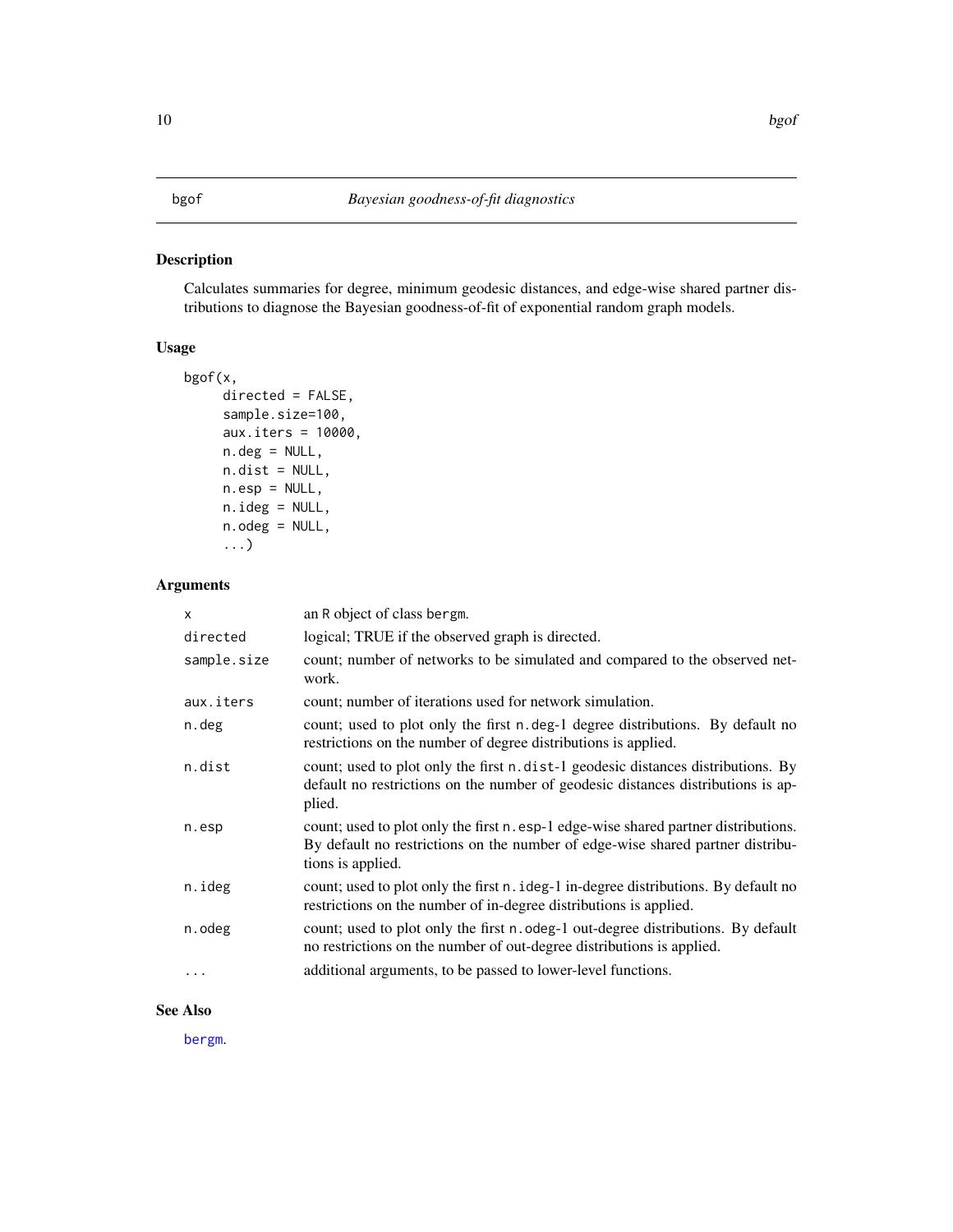# bgof — *Bayesian goodness-of-fit diagnostics*

## Description

Calculates summaries for degree, minimum geodesic distances, and edge-wise shared partner distributions to diagnose the Bayesian goodness-of-fit of exponential random graph models.

## Usage

```
bgof(x,
     directed = FALSE,
     sample.size=100,
     aux.iters = 10000,
     n.deg = NULL,
     n.dist = NULL,
     n.esp = NULL,
     n.ideg = NULL,
     n.odeg = NULL,
     ...)
```

## Arguments

| | |
|---|---|
| `x` | an R object of class `bergm`. |
| `directed` | logical; TRUE if the observed graph is directed. |
| `sample.size` | count; number of networks to be simulated and compared to the observed network. |
| `aux.iters` | count; number of iterations used for network simulation. |
| `n.deg` | count; used to plot only the first `n.deg`-1 degree distributions. By default no restrictions on the number of degree distributions is applied. |
| `n.dist` | count; used to plot only the first `n.dist`-1 geodesic distances distributions. By default no restrictions on the number of geodesic distances distributions is applied. |
| `n.esp` | count; used to plot only the first `n.esp`-1 edge-wise shared partner distributions. By default no restrictions on the number of edge-wise shared partner distributions is applied. |
| `n.ideg` | count; used to plot only the first `n.ideg`-1 in-degree distributions. By default no restrictions on the number of in-degree distributions is applied. |
| `n.odeg` | count; used to plot only the first `n.odeg`-1 out-degree distributions. By default no restrictions on the number of out-degree distributions is applied. |
| `...` | additional arguments, to be passed to lower-level functions. |

## See Also

`bergm`.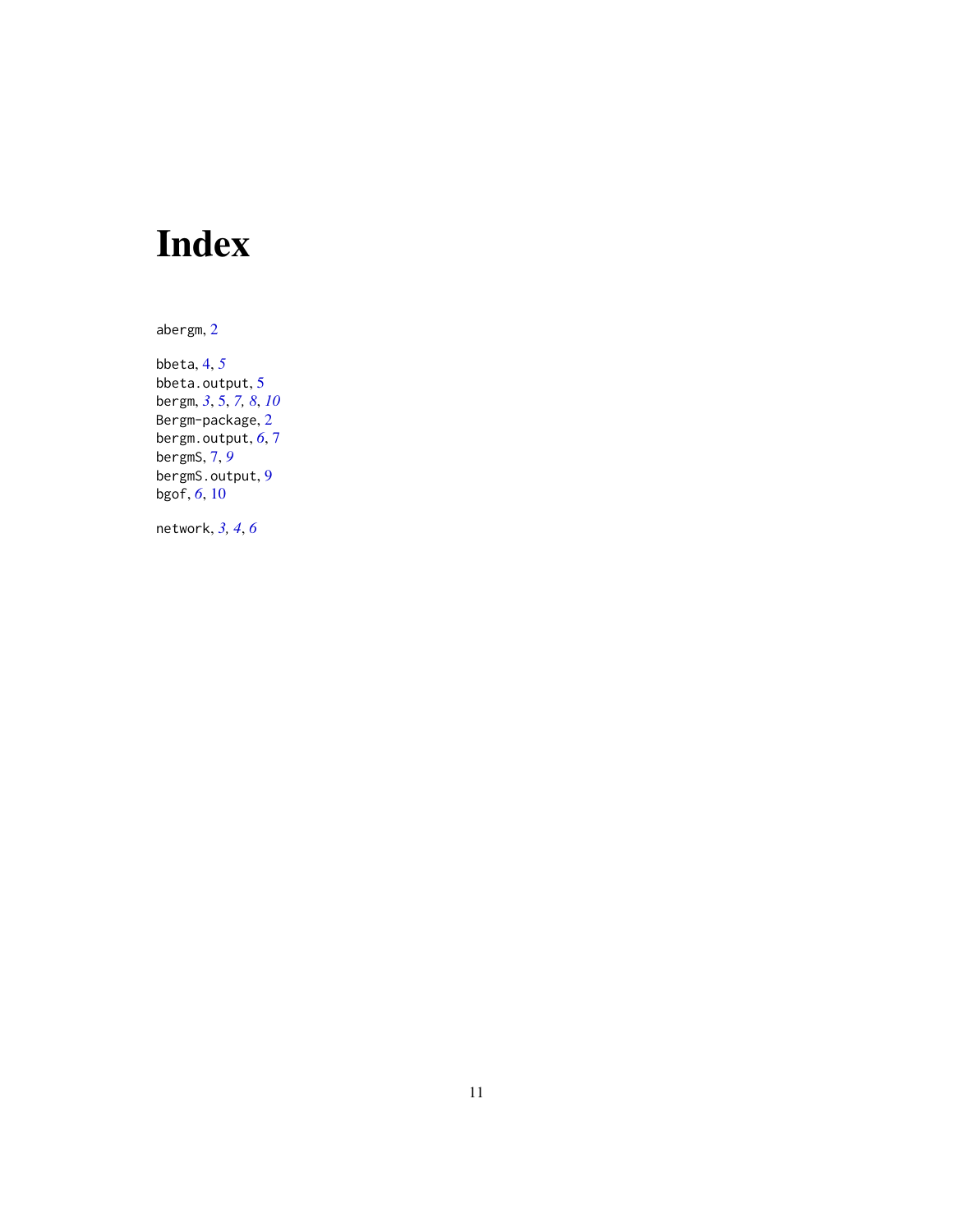# Index

abergm, 2

bbeta, 4, *5*
bbeta.output, 5
bergm, *3*, 5, *7*, *8*, *10*
Bergm-package, 2
bergm.output, *6*, 7
bergmS, 7, *9*
bergmS.output, 9
bgof, *6*, 10

network, *3*, *4*, *6*